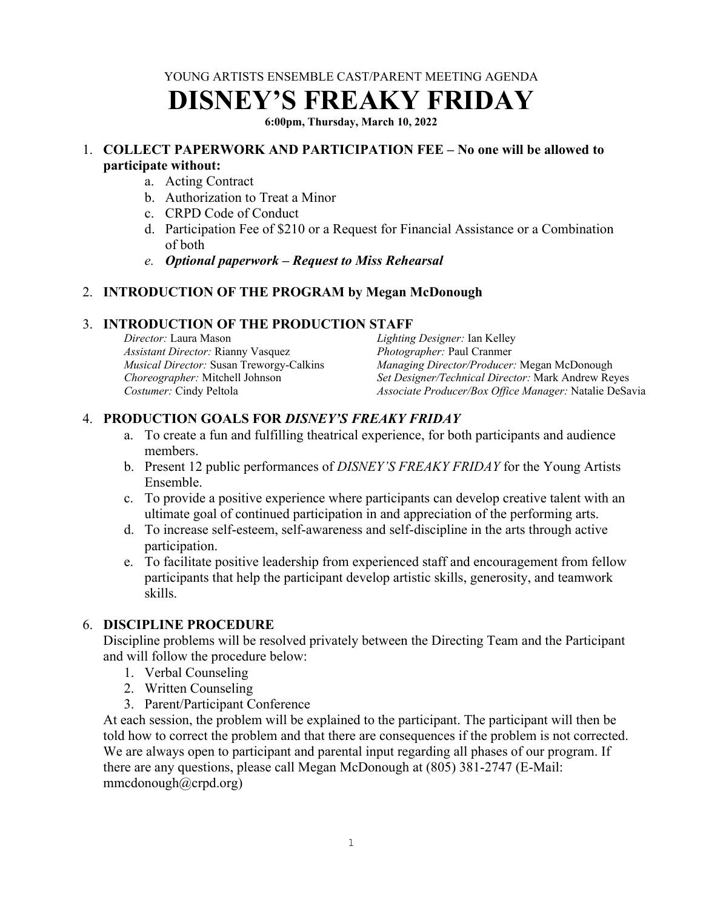YOUNG ARTISTS ENSEMBLE CAST/PARENT MEETING AGENDA

# DISNEY'S FREAKY FRIDAY

**6:00pm, Thursday, March 10, 2022**

1. **COLLECT PAPERWORK AND PARTICIPATION FEE – No one will be allowed to participate without:**
    a. Acting Contract
    b. Authorization to Treat a Minor
    c. CRPD Code of Conduct
    d. Participation Fee of $210 or a Request for Financial Assistance or a Combination of both
    e. ***Optional paperwork – Request to Miss Rehearsal***

2. **INTRODUCTION OF THE PROGRAM by Megan McDonough**

3. **INTRODUCTION OF THE PRODUCTION STAFF**

    *Director:* Laura Mason
    *Assistant Director:* Rianny Vasquez
    *Musical Director:* Susan Treworgy-Calkins
    *Choreographer:* Mitchell Johnson
    *Costumer:* Cindy Peltola
    *Lighting Designer:* Ian Kelley
    *Photographer:* Paul Cranmer
    *Managing Director/Producer:* Megan McDonough
    *Set Designer/Technical Director:* Mark Andrew Reyes
    *Associate Producer/Box Office Manager:* Natalie DeSavia

4. **PRODUCTION GOALS FOR *DISNEY'S FREAKY FRIDAY***
    a. To create a fun and fulfilling theatrical experience, for both participants and audience members.
    b. Present 12 public performances of *DISNEY'S FREAKY FRIDAY* for the Young Artists Ensemble.
    c. To provide a positive experience where participants can develop creative talent with an ultimate goal of continued participation in and appreciation of the performing arts.
    d. To increase self-esteem, self-awareness and self-discipline in the arts through active participation.
    e. To facilitate positive leadership from experienced staff and encouragement from fellow participants that help the participant develop artistic skills, generosity, and teamwork skills.

6. **DISCIPLINE PROCEDURE**

    Discipline problems will be resolved privately between the Directing Team and the Participant and will follow the procedure below:
    1. Verbal Counseling
    2. Written Counseling
    3. Parent/Participant Conference

    At each session, the problem will be explained to the participant. The participant will then be told how to correct the problem and that there are consequences if the problem is not corrected. We are always open to participant and parental input regarding all phases of our program. If there are any questions, please call Megan McDonough at (805) 381-2747 (E-Mail: mmcdonough@crpd.org)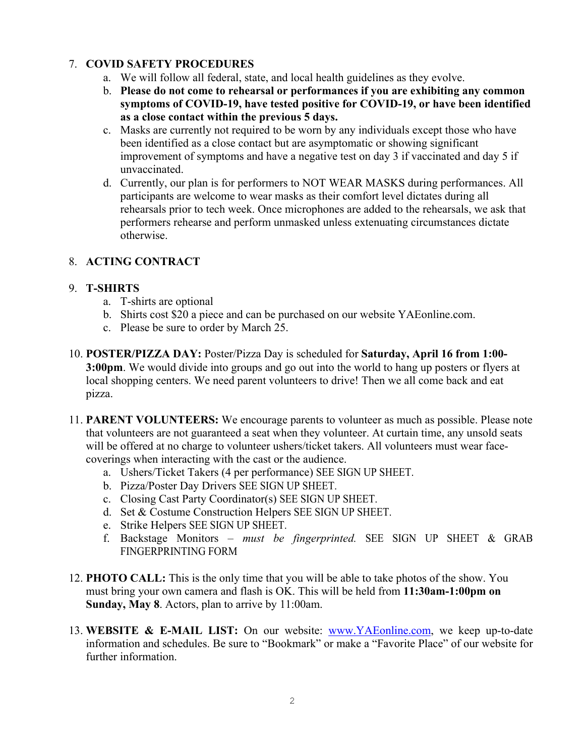7. **COVID SAFETY PROCEDURES**
    a. We will follow all federal, state, and local health guidelines as they evolve.
    b. **Please do not come to rehearsal or performances if you are exhibiting any common symptoms of COVID-19, have tested positive for COVID-19, or have been identified as a close contact within the previous 5 days.**
    c. Masks are currently not required to be worn by any individuals except those who have been identified as a close contact but are asymptomatic or showing significant improvement of symptoms and have a negative test on day 3 if vaccinated and day 5 if unvaccinated.
    d. Currently, our plan is for performers to NOT WEAR MASKS during performances. All participants are welcome to wear masks as their comfort level dictates during all rehearsals prior to tech week. Once microphones are added to the rehearsals, we ask that performers rehearse and perform unmasked unless extenuating circumstances dictate otherwise.

8. **ACTING CONTRACT**

9. **T-SHIRTS**
    a. T-shirts are optional
    b. Shirts cost $20 a piece and can be purchased on our website YAEonline.com.
    c. Please be sure to order by March 25.

10. **POSTER/PIZZA DAY:** Poster/Pizza Day is scheduled for **Saturday, April 16 from 1:00-3:00pm**. We would divide into groups and go out into the world to hang up posters or flyers at local shopping centers. We need parent volunteers to drive! Then we all come back and eat pizza.

11. **PARENT VOLUNTEERS:** We encourage parents to volunteer as much as possible. Please note that volunteers are not guaranteed a seat when they volunteer. At curtain time, any unsold seats will be offered at no charge to volunteer ushers/ticket takers. All volunteers must wear face-coverings when interacting with the cast or the audience.
    a. Ushers/Ticket Takers (4 per performance) SEE SIGN UP SHEET.
    b. Pizza/Poster Day Drivers SEE SIGN UP SHEET.
    c. Closing Cast Party Coordinator(s) SEE SIGN UP SHEET.
    d. Set & Costume Construction Helpers SEE SIGN UP SHEET.
    e. Strike Helpers SEE SIGN UP SHEET.
    f. Backstage Monitors – *must be fingerprinted.* SEE SIGN UP SHEET & GRAB FINGERPRINTING FORM

12. **PHOTO CALL:** This is the only time that you will be able to take photos of the show. You must bring your own camera and flash is OK. This will be held from **11:30am-1:00pm on Sunday, May 8**. Actors, plan to arrive by 11:00am.

13. **WEBSITE & E-MAIL LIST:** On our website: [www.YAEonline.com](www.YAEonline.com), we keep up-to-date information and schedules. Be sure to "Bookmark" or make a "Favorite Place" of our website for further information.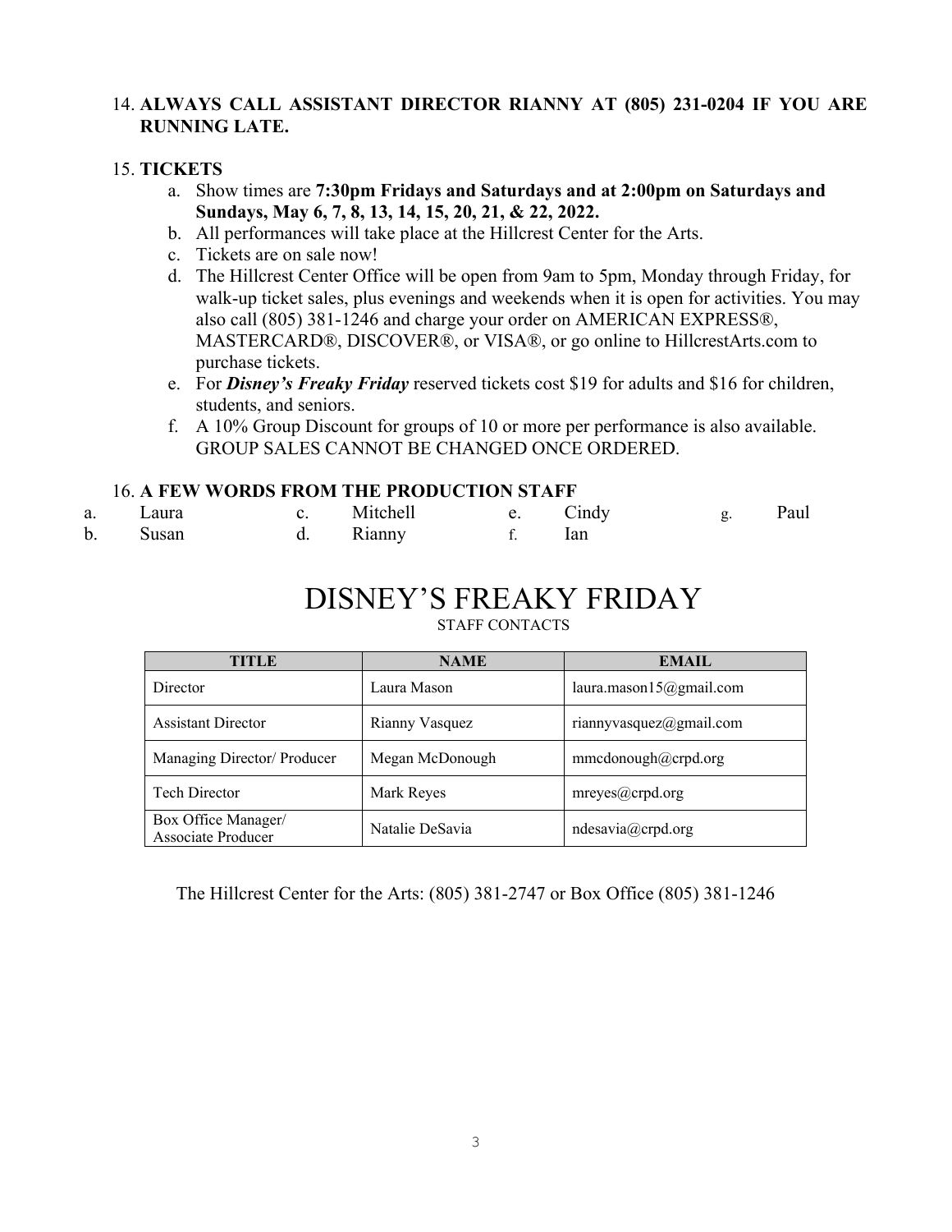14. **ALWAYS CALL ASSISTANT DIRECTOR RIANNY AT (805) 231-0204 IF YOU ARE RUNNING LATE.**

15. **TICKETS**
    a. Show times are **7:30pm Fridays and Saturdays and at 2:00pm on Saturdays and Sundays, May 6, 7, 8, 13, 14, 15, 20, 21, & 22, 2022.**
    b. All performances will take place at the Hillcrest Center for the Arts.
    c. Tickets are on sale now!
    d. The Hillcrest Center Office will be open from 9am to 5pm, Monday through Friday, for walk-up ticket sales, plus evenings and weekends when it is open for activities. You may also call (805) 381-1246 and charge your order on AMERICAN EXPRESS®, MASTERCARD®, DISCOVER®, or VISA®, or go online to HillcrestArts.com to purchase tickets.
    e. For ***Disney's Freaky Friday*** reserved tickets cost $19 for adults and $16 for children, students, and seniors.
    f. A 10% Group Discount for groups of 10 or more per performance is also available. GROUP SALES CANNOT BE CHANGED ONCE ORDERED.

16. **A FEW WORDS FROM THE PRODUCTION STAFF**

a. Laura
b. Susan
c. Mitchell
d. Rianny
e. Cindy
f. Ian
g. Paul

# DISNEY'S FREAKY FRIDAY

STAFF CONTACTS

| TITLE | NAME | EMAIL |
|---|---|---|
| Director | Laura Mason | laura.mason15@gmail.com |
| Assistant Director | Rianny Vasquez | riannyvasquez@gmail.com |
| Managing Director/ Producer | Megan McDonough | mmcdonough@crpd.org |
| Tech Director | Mark Reyes | mreyes@crpd.org |
| Box Office Manager/ Associate Producer | Natalie DeSavia | ndesavia@crpd.org |

The Hillcrest Center for the Arts: (805) 381-2747 or Box Office (805) 381-1246